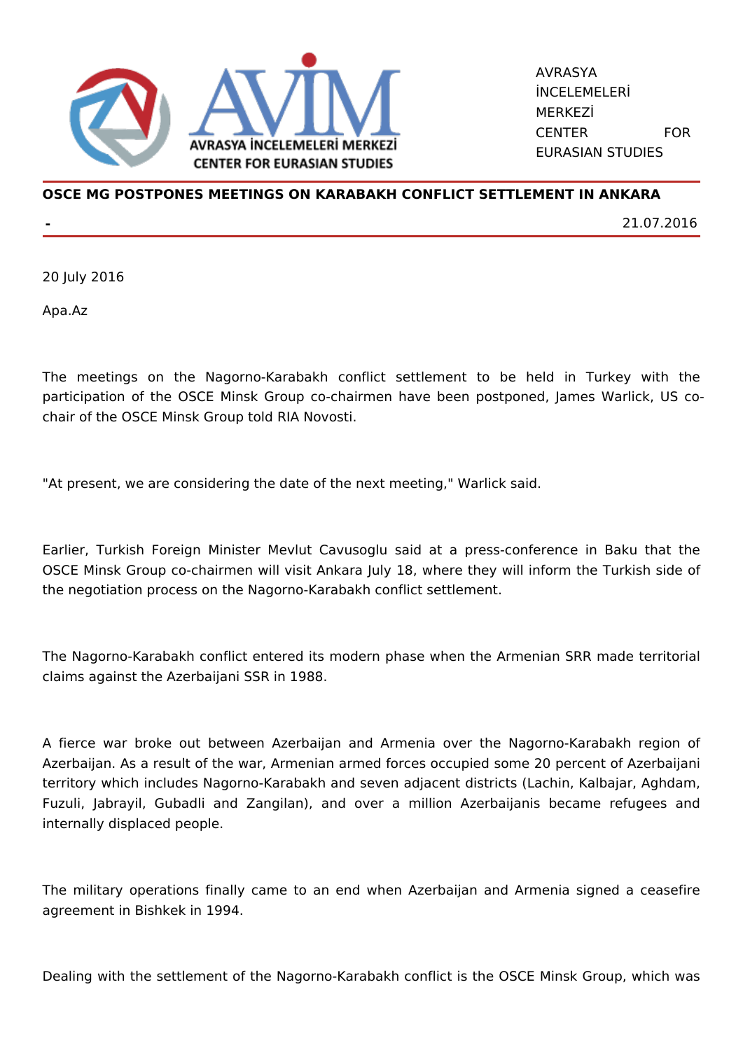AVRASYA İNCELEMELERİ MERKEZİ CENTER FOR EURASIAN STUDIES

## OSCE MG POSTPONES MEETINGS ON KARABAKH CONFLICT SETTLEMENT IN ANKARA

**-** 21.07.2016

20 July 2016

Apa.Az

The meetings on the Nagorno-Karabakh conflict settlement to be held in Turkey with the participation of the OSCE Minsk Group co-chairmen have been postponed, James Warlick, US co-chair of the OSCE Minsk Group told RIA Novosti.

"At present, we are considering the date of the next meeting," Warlick said.

Earlier, Turkish Foreign Minister Mevlut Cavusoglu said at a press-conference in Baku that the OSCE Minsk Group co-chairmen will visit Ankara July 18, where they will inform the Turkish side of the negotiation process on the Nagorno-Karabakh conflict settlement.

The Nagorno-Karabakh conflict entered its modern phase when the Armenian SRR made territorial claims against the Azerbaijani SSR in 1988.

A fierce war broke out between Azerbaijan and Armenia over the Nagorno-Karabakh region of Azerbaijan. As a result of the war, Armenian armed forces occupied some 20 percent of Azerbaijani territory which includes Nagorno-Karabakh and seven adjacent districts (Lachin, Kalbajar, Aghdam, Fuzuli, Jabrayil, Gubadli and Zangilan), and over a million Azerbaijanis became refugees and internally displaced people.

The military operations finally came to an end when Azerbaijan and Armenia signed a ceasefire agreement in Bishkek in 1994.

Dealing with the settlement of the Nagorno-Karabakh conflict is the OSCE Minsk Group, which was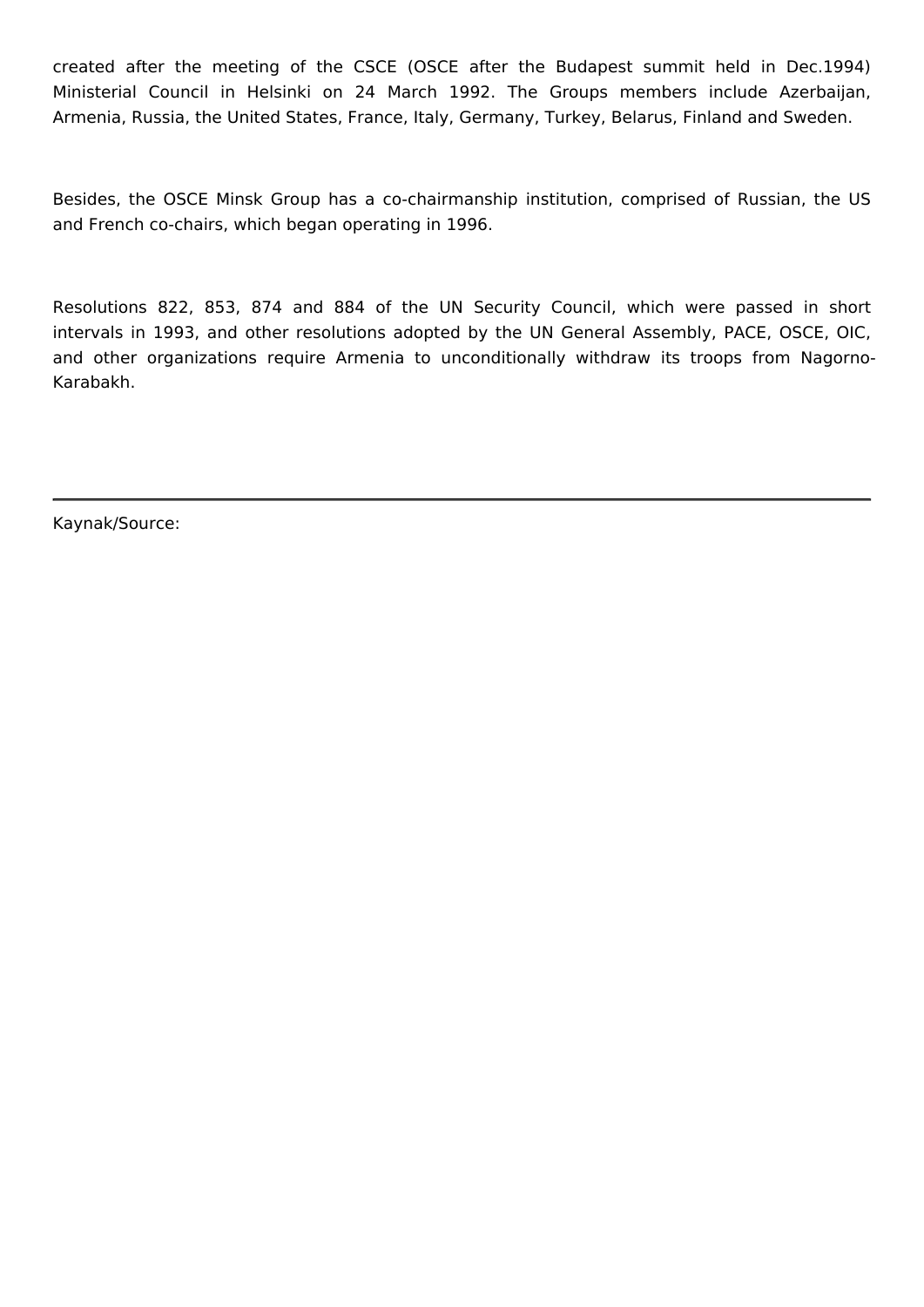created after the meeting of the CSCE (OSCE after the Budapest summit held in Dec.1994) Ministerial Council in Helsinki on 24 March 1992. The Groups members include Azerbaijan, Armenia, Russia, the United States, France, Italy, Germany, Turkey, Belarus, Finland and Sweden.

Besides, the OSCE Minsk Group has a co-chairmanship institution, comprised of Russian, the US and French co-chairs, which began operating in 1996.

Resolutions 822, 853, 874 and 884 of the UN Security Council, which were passed in short intervals in 1993, and other resolutions adopted by the UN General Assembly, PACE, OSCE, OIC, and other organizations require Armenia to unconditionally withdraw its troops from Nagorno-Karabakh.

---

Kaynak/Source: